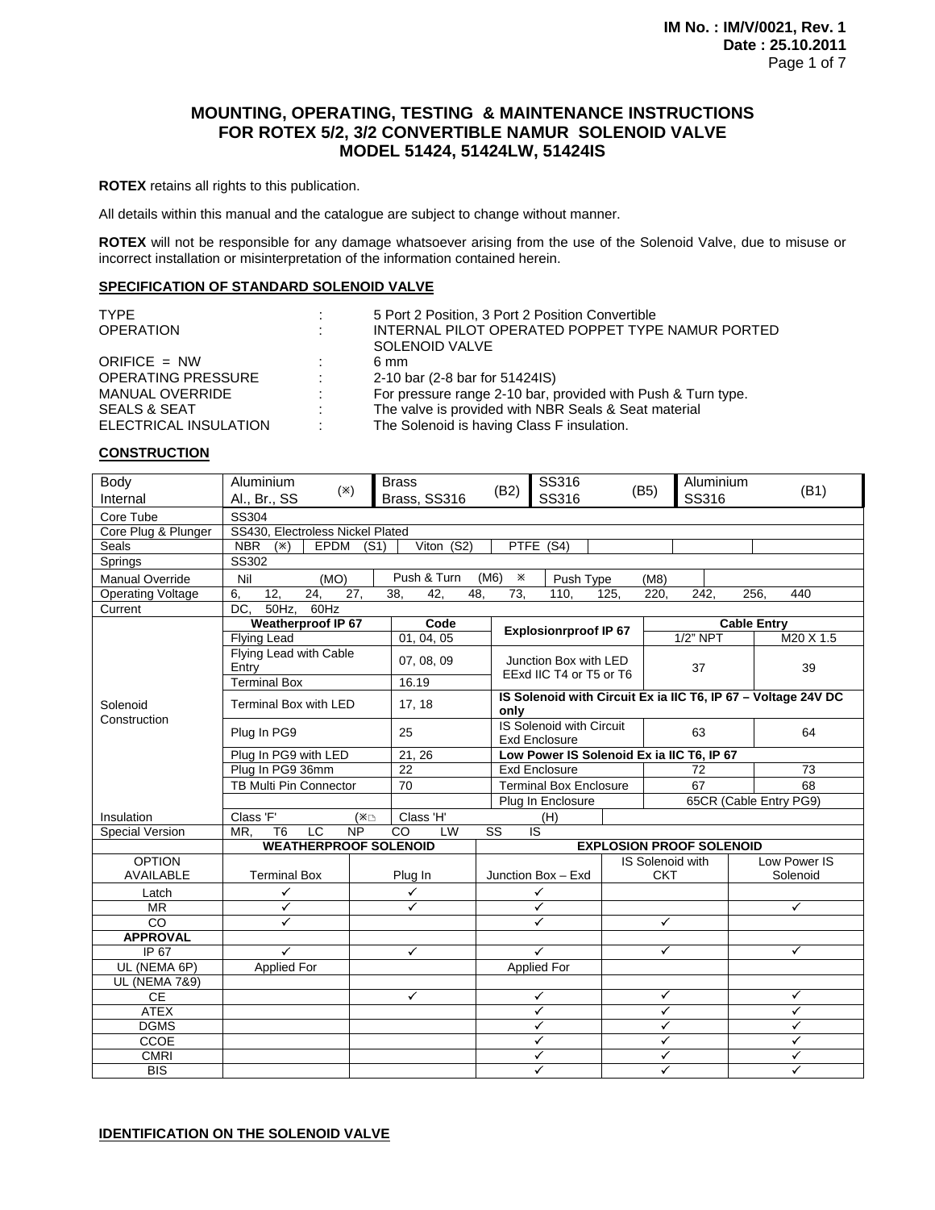# MOUNTING, OPERATING, TESTING & MAINTENANCE INSTRUCTIONS FOR ROTEX 5/2, 3/2 CONVERTIBLE NAMUR SOLENOID VALVE MODEL 51424, 51424LW, 51424IS

**ROTEX** retains all rights to this publication.

All details within this manual and the catalogue are subject to change without manner.

**ROTEX** will not be responsible for any damage whatsoever arising from the use of the Solenoid Valve, due to misuse or incorrect installation or misinterpretation of the information contained herein.

## SPECIFICATION OF STANDARD SOLENOID VALVE

| | | |
|---|---|---|
| TYPE | : | 5 Port 2 Position, 3 Port 2 Position Convertible |
| OPERATION | : | INTERNAL PILOT OPERATED POPPET TYPE NAMUR PORTED SOLENOID VALVE |
| ORIFICE = NW | : | 6 mm |
| OPERATING PRESSURE | : | 2-10 bar (2-8 bar for 51424IS) |
| MANUAL OVERRIDE | : | For pressure range 2-10 bar, provided with Push & Turn type. |
| SEALS & SEAT | : | The valve is provided with NBR Seals & Seat material |
| ELECTRICAL INSULATION | : | The Solenoid is having Class F insulation. |

## CONSTRUCTION

| | | | | |
|---|---|---|---|---|
| Body<br>Internal | Aluminium (※)<br>Al., Br., SS | Brass (B2)<br>Brass, SS316 | SS316 (B5)<br>SS316 | Aluminium (B1)<br>SS316 |
| Core Tube | SS304 | | | |
| Core Plug & Plunger | SS430, Electroless Nickel Plated | | | |
| Seals | NBR (※) | EPDM (S1) | Viton (S2) | PTFE (S4) |
| Springs | SS302 | | | |
| Manual Override | Nil (MO) | Push & Turn (M6) ※ | Push Type (M8) | |
| Operating Voltage | 6, 12, 24, 27, 38, 42, 48, 73, 110, 125, 220, 242, 256, 440 | | | |
| Current | DC, 50Hz, 60Hz | | | |

| | Weatherproof IP 67 | Code | Explosionrproof IP 67 | Cable Entry 1/2" NPT | Cable Entry M20 X 1.5 |
|---|---|---|---|---|---|
| Solenoid Construction | Flying Lead | 01, 04, 05 | | | |
| | Flying Lead with Cable Entry | 07, 08, 09 | Junction Box with LED EExd IIC T4 or T5 or T6 | 37 | 39 |
| | Terminal Box | 16.19 | | | |
| | Terminal Box with LED | 17, 18 | IS Solenoid with Circuit Ex ia IIC T6, IP 67 – Voltage 24V DC only | | |
| | Plug In PG9 | 25 | IS Solenoid with Circuit Exd Enclosure | 63 | 64 |
| | Plug In PG9 with LED | 21, 26 | Low Power IS Solenoid Ex ia IIC T6, IP 67 | | |
| | Plug In PG9 36mm | 22 | Exd Enclosure | 72 | 73 |
| | TB Multi Pin Connector | 70 | Terminal Box Enclosure | 67 | 68 |
| | | | Plug In Enclosure | 65CR (Cable Entry PG9) | |
| Insulation | Class 'F' (※) | Class 'H' (H) | | | |
| Special Version | MR, T6, LC, NP, CO, LW, SS, IS | | | | |

| | WEATHERPROOF SOLENOID | | EXPLOSION PROOF SOLENOID | | |
|---|---|---|---|---|---|
| OPTION AVAILABLE | Terminal Box | Plug In | Junction Box – Exd | IS Solenoid with CKT | Low Power IS Solenoid |
| Latch | ✓ | ✓ | ✓ | | |
| MR | ✓ | ✓ | ✓ | | ✓ |
| CO | ✓ | | ✓ | ✓ | |
| **APPROVAL** | | | | | |
| IP 67 | ✓ | ✓ | ✓ | ✓ | ✓ |
| UL (NEMA 6P) | Applied For | | Applied For | | |
| UL (NEMA 7&9) | | | | | |
| CE | | ✓ | ✓ | ✓ | ✓ |
| ATEX | | | ✓ | ✓ | ✓ |
| DGMS | | | ✓ | ✓ | ✓ |
| CCOE | | | ✓ | ✓ | ✓ |
| CMRI | | | ✓ | ✓ | ✓ |
| BIS | | | ✓ | ✓ | ✓ |

## IDENTIFICATION ON THE SOLENOID VALVE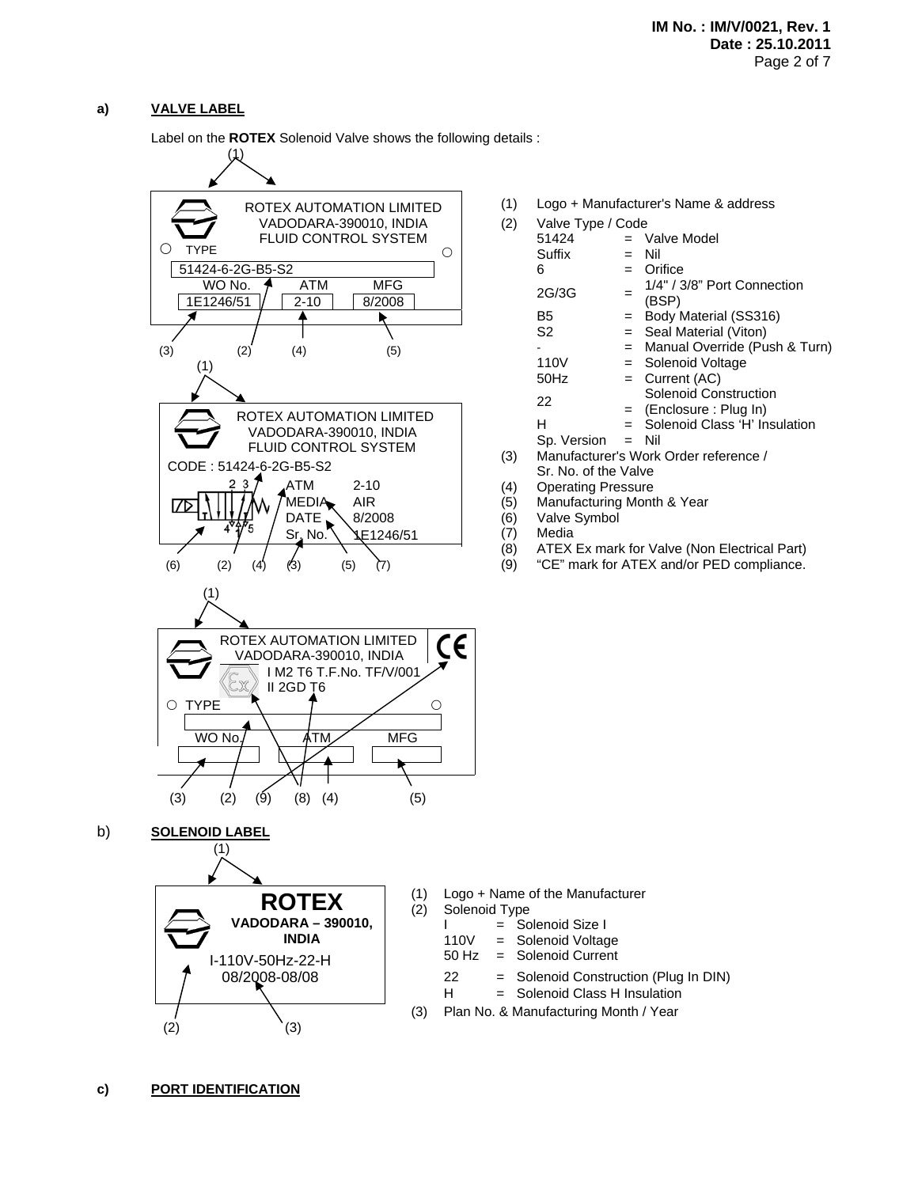**a) VALVE LABEL**

Label on the **ROTEX** Solenoid Valve shows the following details :

ROTEX AUTOMATION LIMITED
VADODARA-390010, INDIA
FLUID CONTROL SYSTEM

TYPE
51424-6-2G-B5-S2

| WO No. | ATM | MFG |
|---|---|---|
| 1E1246/51 | 2-10 | 8/2008 |

(1) (2) (3) (4) (5)

ROTEX AUTOMATION LIMITED
VADODARA-390010, INDIA
FLUID CONTROL SYSTEM

CODE : 51424-6-2G-B5-S2

| | |
|---|---|
| ATM | 2-10 |
| MEDIA | AIR |
| DATE | 8/2008 |
| Sr. No. | 1E1246/51 |

(1) (2) (3) (4) (5) (6) (7)

ROTEX AUTOMATION LIMITED
VADODARA-390010, INDIA
I M2 T6 T.F.No. TF/V/001
II 2GD T6

TYPE

| WO No. | ATM | MFG |
|---|---|---|
| | | |

(1) (2) (3) (4) (5) (8) (9)

(1) Logo + Manufacturer's Name & address
(2) Valve Type / Code

| | | |
|---|---|---|
| 51424 | = | Valve Model |
| Suffix | = | Nil |
| 6 | = | Orifice |
| 2G/3G | = | 1/4" / 3/8" Port Connection (BSP) |
| B5 | = | Body Material (SS316) |
| S2 | = | Seal Material (Viton) |
| - | = | Manual Override (Push & Turn) |
| 110V | = | Solenoid Voltage |
| 50Hz | = | Current (AC) |
| 22 | = | Solenoid Construction (Enclosure : Plug In) |
| H | = | Solenoid Class 'H' Insulation |
| Sp. Version | = | Nil |

(3) Manufacturer's Work Order reference / Sr. No. of the Valve
(4) Operating Pressure
(5) Manufacturing Month & Year
(6) Valve Symbol
(7) Media
(8) ATEX Ex mark for Valve (Non Electrical Part)
(9) "CE" mark for ATEX and/or PED compliance.

**b) SOLENOID LABEL**

**ROTEX**
**VADODARA – 390010, INDIA**
I-110V-50Hz-22-H
08/2008-08/08

(1) (2) (3)

(1) Logo + Name of the Manufacturer
(2) Solenoid Type

| | | |
|---|---|---|
| I | = | Solenoid Size I |
| 110V | = | Solenoid Voltage |
| 50 Hz | = | Solenoid Current |
| 22 | = | Solenoid Construction (Plug In DIN) |
| H | = | Solenoid Class H Insulation |

(3) Plan No. & Manufacturing Month / Year

**c) PORT IDENTIFICATION**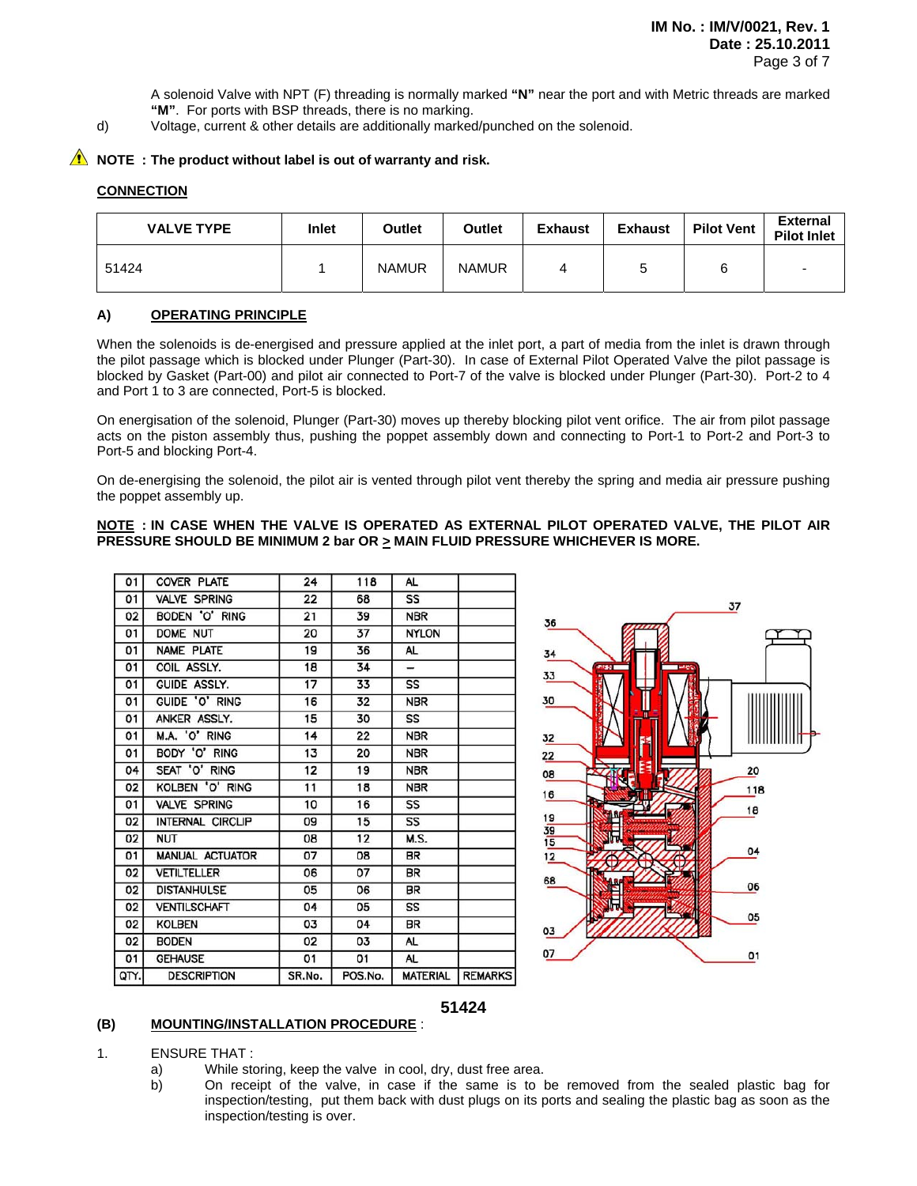A solenoid Valve with NPT (F) threading is normally marked **"N"** near the port and with Metric threads are marked **"M"**. For ports with BSP threads, there is no marking.

d) Voltage, current & other details are additionally marked/punched on the solenoid.

⚠ **NOTE : The product without label is out of warranty and risk.**

**CONNECTION**

| VALVE TYPE | Inlet | Outlet | Outlet | Exhaust | Exhaust | Pilot Vent | External Pilot Inlet |
|---|---|---|---|---|---|---|---|
| 51424 | 1 | NAMUR | NAMUR | 4 | 5 | 6 | - |

**A) OPERATING PRINCIPLE**

When the solenoids is de-energised and pressure applied at the inlet port, a part of media from the inlet is drawn through the pilot passage which is blocked under Plunger (Part-30). In case of External Pilot Operated Valve the pilot passage is blocked by Gasket (Part-00) and pilot air connected to Port-7 of the valve is blocked under Plunger (Part-30). Port-2 to 4 and Port 1 to 3 are connected, Port-5 is blocked.

On energisation of the solenoid, Plunger (Part-30) moves up thereby blocking pilot vent orifice. The air from pilot passage acts on the piston assembly thus, pushing the poppet assembly down and connecting to Port-1 to Port-2 and Port-3 to Port-5 and blocking Port-4.

On de-energising the solenoid, the pilot air is vented through pilot vent thereby the spring and media air pressure pushing the poppet assembly up.

**NOTE : IN CASE WHEN THE VALVE IS OPERATED AS EXTERNAL PILOT OPERATED VALVE, THE PILOT AIR PRESSURE SHOULD BE MINIMUM 2 bar OR ≥ MAIN FLUID PRESSURE WHICHEVER IS MORE.**

| QTY. | DESCRIPTION | SR.No. | POS.No. | MATERIAL | REMARKS |
|---|---|---|---|---|---|
| 01 | COVER PLATE | 24 | 118 | AL | |
| 01 | VALVE SPRING | 22 | 68 | SS | |
| 02 | BODEN 'O' RING | 21 | 39 | NBR | |
| 01 | DOME NUT | 20 | 37 | NYLON | |
| 01 | NAME PLATE | 19 | 36 | AL | |
| 01 | COIL ASSLY. | 18 | 34 | – | |
| 01 | GUIDE ASSLY. | 17 | 33 | SS | |
| 01 | GUIDE 'O' RING | 16 | 32 | NBR | |
| 01 | ANKER ASSLY. | 15 | 30 | SS | |
| 01 | M.A. 'O' RING | 14 | 22 | NBR | |
| 01 | BODY 'O' RING | 13 | 20 | NBR | |
| 04 | SEAT 'O' RING | 12 | 19 | NBR | |
| 02 | KOLBEN 'O' RING | 11 | 18 | NBR | |
| 01 | VALVE SPRING | 10 | 16 | SS | |
| 02 | INTERNAL CIRCLIP | 09 | 15 | SS | |
| 02 | NUT | 08 | 12 | M.S. | |
| 01 | MANUAL ACTUATOR | 07 | 08 | BR | |
| 02 | VETILTELLER | 06 | 07 | BR | |
| 02 | DISTANHULSE | 05 | 06 | BR | |
| 02 | VENTILSCHAFT | 04 | 05 | SS | |
| 02 | KOLBEN | 03 | 04 | BR | |
| 02 | BODEN | 02 | 03 | AL | |
| 01 | GEHAUSE | 01 | 01 | AL | |

37
36
34
33
30
32
22
08
16
19
39
15
12
68
03
07
20
118
18
04
06
05
01

**51424**

**(B) MOUNTING/INSTALLATION PROCEDURE** :

1. ENSURE THAT :
   a) While storing, keep the valve in cool, dry, dust free area.
   b) On receipt of the valve, in case if the same is to be removed from the sealed plastic bag for inspection/testing, put them back with dust plugs on its ports and sealing the plastic bag as soon as the inspection/testing is over.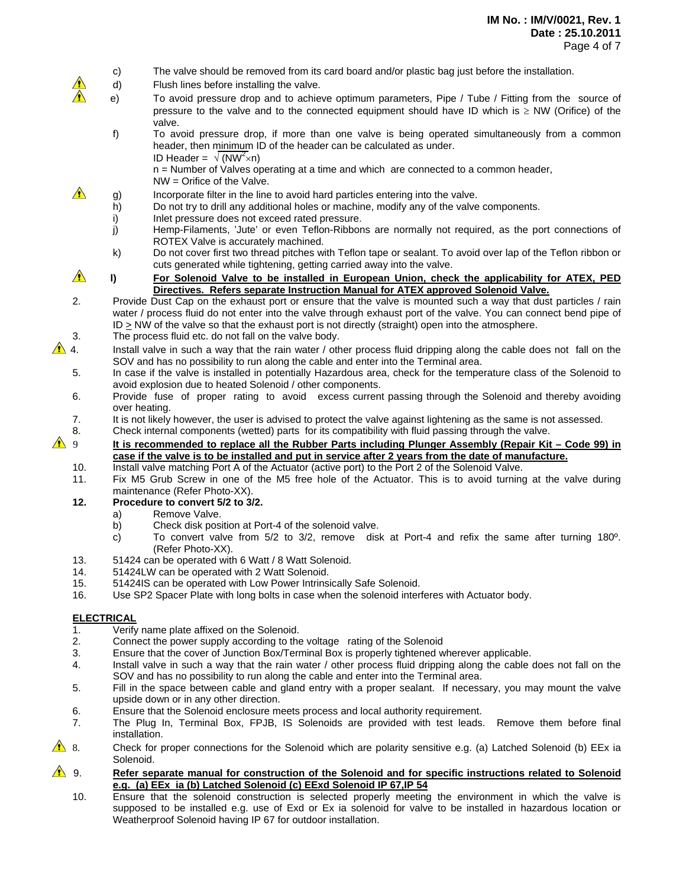c) The valve should be removed from its card board and/or plastic bag just before the installation.

⚠ d) Flush lines before installing the valve.

⚠ e) To avoid pressure drop and to achieve optimum parameters, Pipe / Tube / Fitting from the source of pressure to the valve and to the connected equipment should have ID which is ≥ NW (Orifice) of the valve.

f) To avoid pressure drop, if more than one valve is being operated simultaneously from a common header, then minimum ID of the header can be calculated as under.
ID Header = $\sqrt{(NW^2 \times n)}$
n = Number of Valves operating at a time and which are connected to a common header,
NW = Orifice of the Valve.

⚠ g) Incorporate filter in the line to avoid hard particles entering into the valve.

h) Do not try to drill any additional holes or machine, modify any of the valve components.

i) Inlet pressure does not exceed rated pressure.

j) Hemp-Filaments, 'Jute' or even Teflon-Ribbons are normally not required, as the port connections of ROTEX Valve is accurately machined.

k) Do not cover first two thread pitches with Teflon tape or sealant. To avoid over lap of the Teflon ribbon or cuts generated while tightening, getting carried away into the valve.

⚠ **l) For Solenoid Valve to be installed in European Union, check the applicability for ATEX, PED Directives. Refers separate Instruction Manual for ATEX approved Solenoid Valve.**

2. Provide Dust Cap on the exhaust port or ensure that the valve is mounted such a way that dust particles / rain water / process fluid do not enter into the valve through exhaust port of the valve. You can connect bend pipe of ID ≥ NW of the valve so that the exhaust port is not directly (straight) open into the atmosphere.
3. The process fluid etc. do not fall on the valve body.
4. ⚠ Install valve in such a way that the rain water / other process fluid dripping along the cable does not fall on the SOV and has no possibility to run along the cable and enter into the Terminal area.
5. In case if the valve is installed in potentially Hazardous area, check for the temperature class of the Solenoid to avoid explosion due to heated Solenoid / other components.
6. Provide fuse of proper rating to avoid excess current passing through the Solenoid and thereby avoiding over heating.
7. It is not likely however, the user is advised to protect the valve against lightening as the same is not assessed.
8. Check internal components (wetted) parts for its compatibility with fluid passing through the valve.
9. ⚠ **It is recommended to replace all the Rubber Parts including Plunger Assembly (Repair Kit – Code 99) in case if the valve is to be installed and put in service after 2 years from the date of manufacture.**
10. Install valve matching Port A of the Actuator (active port) to the Port 2 of the Solenoid Valve.
11. Fix M5 Grub Screw in one of the M5 free hole of the Actuator. This is to avoid turning at the valve during maintenance (Refer Photo-XX).
12. **Procedure to convert 5/2 to 3/2.**
    a) Remove Valve.
    b) Check disk position at Port-4 of the solenoid valve.
    c) To convert valve from 5/2 to 3/2, remove disk at Port-4 and refix the same after turning 180º. (Refer Photo-XX).
13. 51424 can be operated with 6 Watt / 8 Watt Solenoid.
14. 51424LW can be operated with 2 Watt Solenoid.
15. 51424IS can be operated with Low Power Intrinsically Safe Solenoid.
16. Use SP2 Spacer Plate with long bolts in case when the solenoid interferes with Actuator body.

**ELECTRICAL**

1. Verify name plate affixed on the Solenoid.
2. Connect the power supply according to the voltage rating of the Solenoid
3. Ensure that the cover of Junction Box/Terminal Box is properly tightened wherever applicable.
4. Install valve in such a way that the rain water / other process fluid dripping along the cable does not fall on the SOV and has no possibility to run along the cable and enter into the Terminal area.
5. Fill in the space between cable and gland entry with a proper sealant. If necessary, you may mount the valve upside down or in any other direction.
6. Ensure that the Solenoid enclosure meets process and local authority requirement.
7. The Plug In, Terminal Box, FPJB, IS Solenoids are provided with test leads. Remove them before final installation.
8. ⚠ Check for proper connections for the Solenoid which are polarity sensitive e.g. (a) Latched Solenoid (b) EEx ia Solenoid.
9. ⚠ **Refer separate manual for construction of the Solenoid and for specific instructions related to Solenoid e.g. (a) EEx ia (b) Latched Solenoid (c) EExd Solenoid IP 67,IP 54**
10. Ensure that the solenoid construction is selected properly meeting the environment in which the valve is supposed to be installed e.g. use of Exd or Ex ia solenoid for valve to be installed in hazardous location or Weatherproof Solenoid having IP 67 for outdoor installation.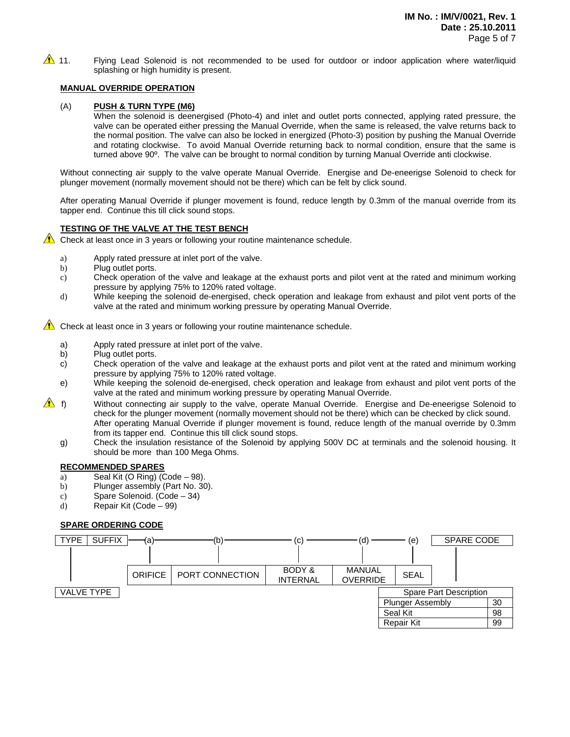⚠ 11. Flying Lead Solenoid is not recommended to be used for outdoor or indoor application where water/liquid splashing or high humidity is present.

**MANUAL OVERRIDE OPERATION**

(A) **PUSH & TURN TYPE (M6)**

When the solenoid is deenergised (Photo-4) and inlet and outlet ports connected, applying rated pressure, the valve can be operated either pressing the Manual Override, when the same is released, the valve returns back to the normal position. The valve can also be locked in energized (Photo-3) position by pushing the Manual Override and rotating clockwise. To avoid Manual Override returning back to normal condition, ensure that the same is turned above 90º. The valve can be brought to normal condition by turning Manual Override anti clockwise.

Without connecting air supply to the valve operate Manual Override. Energise and De-eneerigse Solenoid to check for plunger movement (normally movement should not be there) which can be felt by click sound.

After operating Manual Override if plunger movement is found, reduce length by 0.3mm of the manual override from its tapper end. Continue this till click sound stops.

**TESTING OF THE VALVE AT THE TEST BENCH**

⚠ Check at least once in 3 years or following your routine maintenance schedule.

a) Apply rated pressure at inlet port of the valve.
b) Plug outlet ports.
c) Check operation of the valve and leakage at the exhaust ports and pilot vent at the rated and minimum working pressure by applying 75% to 120% rated voltage.
d) While keeping the solenoid de-energised, check operation and leakage from exhaust and pilot vent ports of the valve at the rated and minimum working pressure by operating Manual Override.

⚠ Check at least once in 3 years or following your routine maintenance schedule.

a) Apply rated pressure at inlet port of the valve.
b) Plug outlet ports.
c) Check operation of the valve and leakage at the exhaust ports and pilot vent at the rated and minimum working pressure by applying 75% to 120% rated voltage.
e) While keeping the solenoid de-energised, check operation and leakage from exhaust and pilot vent ports of the valve at the rated and minimum working pressure by operating Manual Override.
⚠ f) Without connecting air supply to the valve, operate Manual Override. Energise and De-eneerigse Solenoid to check for the plunger movement (normally movement should not be there) which can be checked by click sound. After operating Manual Override if plunger movement is found, reduce length of the manual override by 0.3mm from its tapper end. Continue this till click sound stops.
g) Check the insulation resistance of the Solenoid by applying 500V DC at terminals and the solenoid housing. It should be more than 100 Mega Ohms.

**RECOMMENDED SPARES**

a) Seal Kit (O Ring) (Code – 98).
b) Plunger assembly (Part No. 30).
c) Spare Solenoid. (Code – 34)
d) Repair Kit (Code – 99)

**SPARE ORDERING CODE**

| TYPE | SUFFIX | (a) | (b) | (c) | (d) | (e) | SPARE CODE |
|---|---|---|---|---|---|---|---|
| VALVE TYPE | | ORIFICE | PORT CONNECTION | BODY & INTERNAL | MANUAL OVERRIDE | SEAL | |

| Spare Part Description | |
|---|---|
| Plunger Assembly | 30 |
| Seal Kit | 98 |
| Repair Kit | 99 |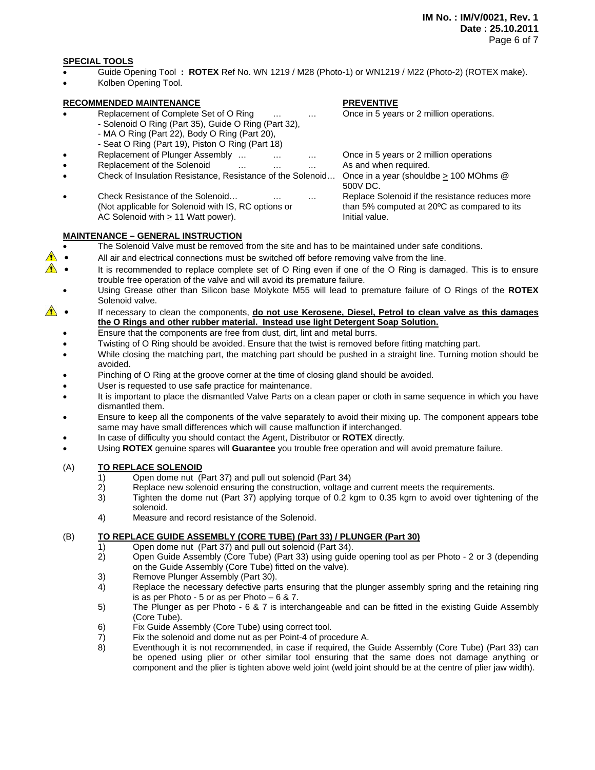**SPECIAL TOOLS**

- Guide Opening Tool **: ROTEX** Ref No. WN 1219 / M28 (Photo-1) or WN1219 / M22 (Photo-2) (ROTEX make).
- Kolben Opening Tool.

| RECOMMENDED MAINTENANCE | PREVENTIVE |
|---|---|
| • Replacement of Complete Set of O Ring … … - Solenoid O Ring (Part 35), Guide O Ring (Part 32), - MA O Ring (Part 22), Body O Ring (Part 20), - Seat O Ring (Part 19), Piston O Ring (Part 18) | Once in 5 years or 2 million operations. |
| • Replacement of Plunger Assembly … … … | Once in 5 years or 2 million operations |
| • Replacement of the Solenoid … … … | As and when required. |
| • Check of Insulation Resistance, Resistance of the Solenoid… | Once in a year (shouldbe ≥ 100 MOhms @ 500V DC. |
| • Check Resistance of the Solenoid… … … (Not applicable for Solenoid with IS, RC options or AC Solenoid with ≥ 11 Watt power). | Replace Solenoid if the resistance reduces more than 5% computed at 20ºC as compared to its Initial value. |

**MAINTENANCE – GENERAL INSTRUCTION**

- The Solenoid Valve must be removed from the site and has to be maintained under safe conditions.
- ⚠ All air and electrical connections must be switched off before removing valve from the line.
- ⚠ It is recommended to replace complete set of O Ring even if one of the O Ring is damaged. This is to ensure trouble free operation of the valve and will avoid its premature failure.
- Using Grease other than Silicon base Molykote M55 will lead to premature failure of O Rings of the **ROTEX** Solenoid valve.
- ⚠ If necessary to clean the components, **do not use Kerosene, Diesel, Petrol to clean valve as this damages the O Rings and other rubber material. Instead use light Detergent Soap Solution.**
- Ensure that the components are free from dust, dirt, lint and metal burrs.
- Twisting of O Ring should be avoided. Ensure that the twist is removed before fitting matching part.
- While closing the matching part, the matching part should be pushed in a straight line. Turning motion should be avoided.
- Pinching of O Ring at the groove corner at the time of closing gland should be avoided.
- User is requested to use safe practice for maintenance.
- It is important to place the dismantled Valve Parts on a clean paper or cloth in same sequence in which you have dismantled them.
- Ensure to keep all the components of the valve separately to avoid their mixing up. The component appears tobe same may have small differences which will cause malfunction if interchanged.
- In case of difficulty you should contact the Agent, Distributor or **ROTEX** directly.
- Using **ROTEX** genuine spares will **Guarantee** you trouble free operation and will avoid premature failure.

(A) **TO REPLACE SOLENOID**

1) Open dome nut (Part 37) and pull out solenoid (Part 34)
2) Replace new solenoid ensuring the construction, voltage and current meets the requirements.
3) Tighten the dome nut (Part 37) applying torque of 0.2 kgm to 0.35 kgm to avoid over tightening of the solenoid.
4) Measure and record resistance of the Solenoid.

(B) **TO REPLACE GUIDE ASSEMBLY (CORE TUBE) (Part 33) / PLUNGER (Part 30)**

1) Open dome nut (Part 37) and pull out solenoid (Part 34).
2) Open Guide Assembly (Core Tube) (Part 33) using guide opening tool as per Photo - 2 or 3 (depending on the Guide Assembly (Core Tube) fitted on the valve).
3) Remove Plunger Assembly (Part 30).
4) Replace the necessary defective parts ensuring that the plunger assembly spring and the retaining ring is as per Photo - 5 or as per Photo – 6 & 7.
5) The Plunger as per Photo - 6 & 7 is interchangeable and can be fitted in the existing Guide Assembly (Core Tube).
6) Fix Guide Assembly (Core Tube) using correct tool.
7) Fix the solenoid and dome nut as per Point-4 of procedure A.
8) Eventhough it is not recommended, in case if required, the Guide Assembly (Core Tube) (Part 33) can be opened using plier or other similar tool ensuring that the same does not damage anything or component and the plier is tighten above weld joint (weld joint should be at the centre of plier jaw width).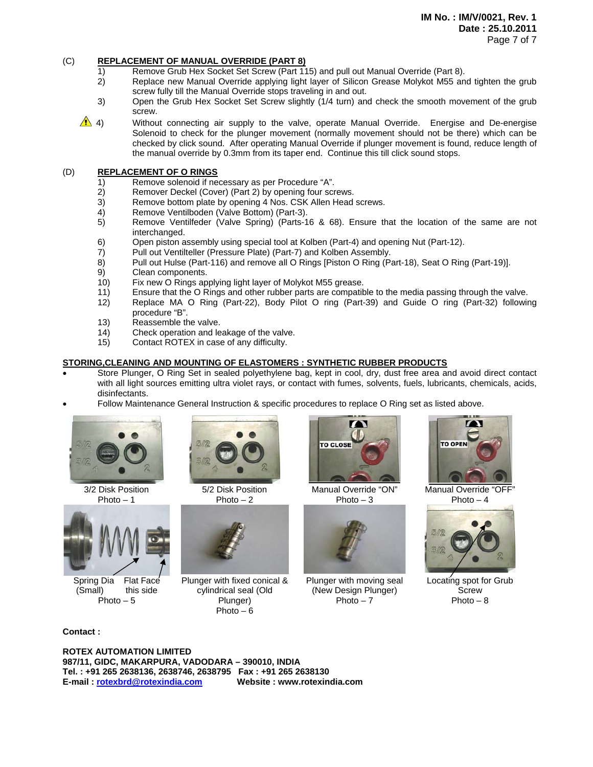(C) **REPLACEMENT OF MANUAL OVERRIDE (PART 8)**

1) Remove Grub Hex Socket Set Screw (Part 115) and pull out Manual Override (Part 8).
2) Replace new Manual Override applying light layer of Silicon Grease Molykot M55 and tighten the grub screw fully till the Manual Override stops traveling in and out.
3) Open the Grub Hex Socket Set Screw slightly (1/4 turn) and check the smooth movement of the grub screw.
4) ⚠ Without connecting air supply to the valve, operate Manual Override. Energise and De-energise Solenoid to check for the plunger movement (normally movement should not be there) which can be checked by click sound. After operating Manual Override if plunger movement is found, reduce length of the manual override by 0.3mm from its taper end. Continue this till click sound stops.

(D) **REPLACEMENT OF O RINGS**

1) Remove solenoid if necessary as per Procedure "A".
2) Remover Deckel (Cover) (Part 2) by opening four screws.
3) Remove bottom plate by opening 4 Nos. CSK Allen Head screws.
4) Remove Ventilboden (Valve Bottom) (Part-3).
5) Remove Ventilfeder (Valve Spring) (Parts-16 & 68). Ensure that the location of the same are not interchanged.
6) Open piston assembly using special tool at Kolben (Part-4) and opening Nut (Part-12).
7) Pull out Ventilteller (Pressure Plate) (Part-7) and Kolben Assembly.
8) Pull out Hulse (Part-116) and remove all O Rings [Piston O Ring (Part-18), Seat O Ring (Part-19)].
9) Clean components.
10) Fix new O Rings applying light layer of Molykot M55 grease.
11) Ensure that the O Rings and other rubber parts are compatible to the media passing through the valve.
12) Replace MA O Ring (Part-22), Body Pilot O ring (Part-39) and Guide O ring (Part-32) following procedure "B".
13) Reassemble the valve.
14) Check operation and leakage of the valve.
15) Contact ROTEX in case of any difficulty.

**STORING,CLEANING AND MOUNTING OF ELASTOMERS : SYNTHETIC RUBBER PRODUCTS**

- Store Plunger, O Ring Set in sealed polyethylene bag, kept in cool, dry, dust free area and avoid direct contact with all light sources emitting ultra violet rays, or contact with fumes, solvents, fuels, lubricants, chemicals, acids, disinfectants.
- Follow Maintenance General Instruction & specific procedures to replace O Ring set as listed above.

3/2 Disk Position
Photo – 1

5/2 Disk Position
Photo – 2

Manual Override "ON"
Photo – 3

Manual Override "OFF"
Photo – 4

Spring Dia (Small) Flat Face this side
Photo – 5

Plunger with fixed conical & cylindrical seal (Old Plunger)
Photo – 6

Plunger with moving seal (New Design Plunger)
Photo – 7

Locating spot for Grub Screw
Photo – 8

**Contact :**

**ROTEX AUTOMATION LIMITED**
**987/11, GIDC, MAKARPURA, VADODARA – 390010, INDIA**
**Tel. : +91 265 2638136, 2638746, 2638795 Fax : +91 265 2638130**
**E-mail : rotexbrd@rotexindia.com Website : www.rotexindia.com**